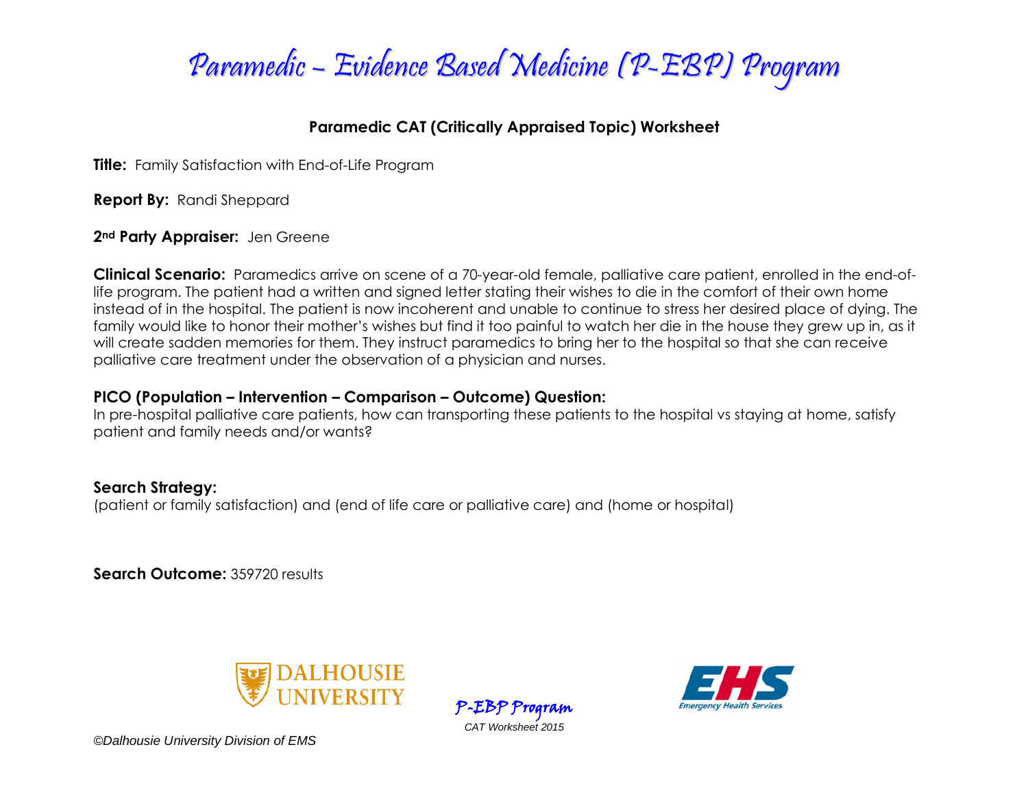# Paramedic – Evidence Based Medicine (P-EBP) Program

## Paramedic CAT (Critically Appraised Topic) Worksheet

**Title:** Family Satisfaction with End-of-Life Program

**Report By:** Randi Sheppard

**2nd Party Appraiser:** Jen Greene

**Clinical Scenario:** Paramedics arrive on scene of a 70-year-old female, palliative care patient, enrolled in the end-of-life program. The patient had a written and signed letter stating their wishes to die in the comfort of their own home instead of in the hospital. The patient is now incoherent and unable to continue to stress her desired place of dying. The family would like to honor their mother's wishes but find it too painful to watch her die in the house they grew up in, as it will create sadden memories for them. They instruct paramedics to bring her to the hospital so that she can receive palliative care treatment under the observation of a physician and nurses.

**PICO (Population – Intervention – Comparison – Outcome) Question:**
In pre-hospital palliative care patients, how can transporting these patients to the hospital vs staying at home, satisfy patient and family needs and/or wants?

**Search Strategy:**
(patient or family satisfaction) and (end of life care or palliative care) and (home or hospital)

**Search Outcome:** 359720 results

DALHOUSIE UNIVERSITY

P-EBP Program
*CAT Worksheet 2015*

EHS Emergency Health Services

*©Dalhousie University Division of EMS*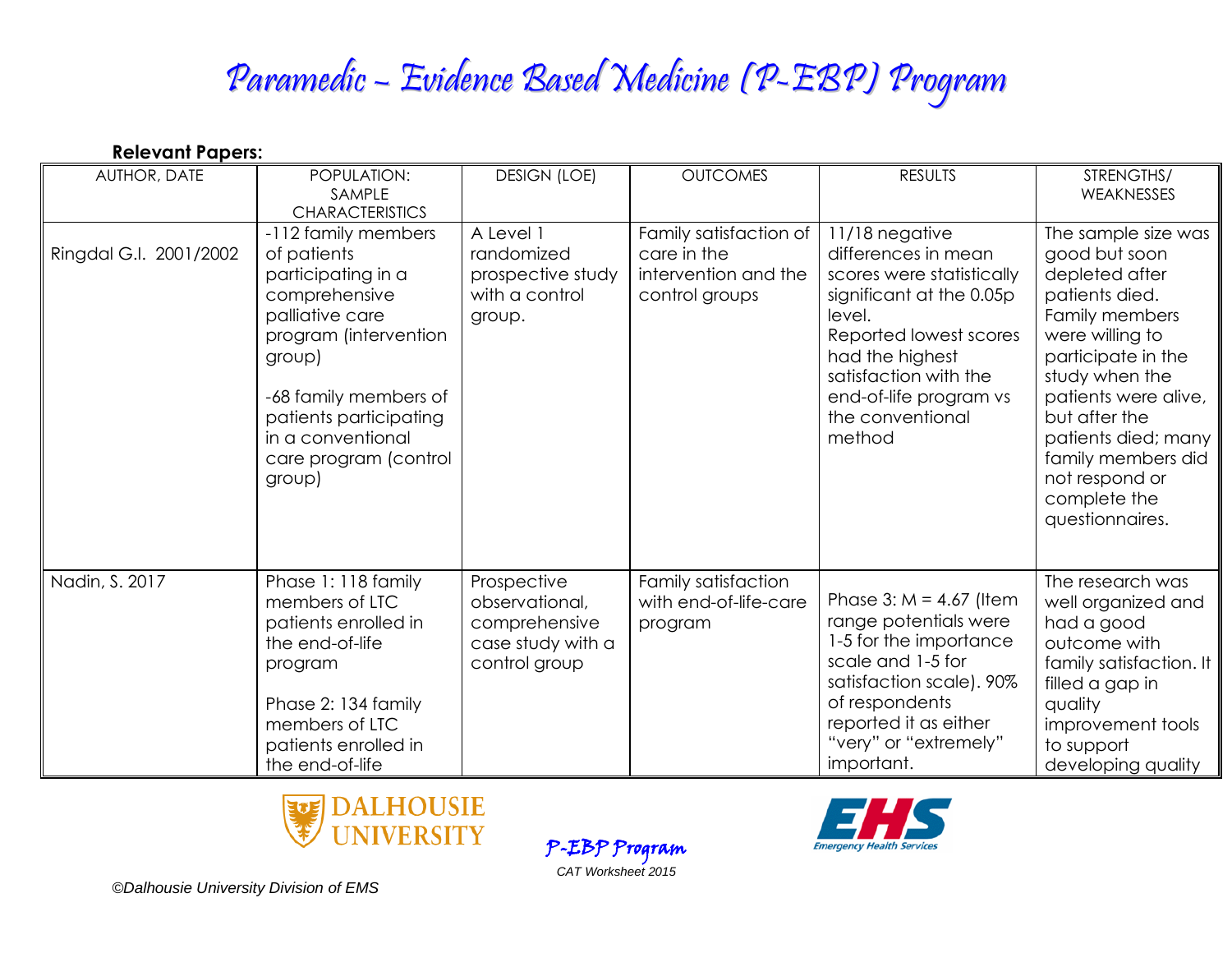# Paramedic – Evidence Based Medicine (P-EBP) Program

**Relevant Papers:**

| AUTHOR, DATE | POPULATION: SAMPLE CHARACTERISTICS | DESIGN (LOE) | OUTCOMES | RESULTS | STRENGTHS/ WEAKNESSES |
|---|---|---|---|---|---|
| Ringdal G.I. 2001/2002 | -112 family members of patients participating in a comprehensive palliative care program (intervention group)<br><br>-68 family members of patients participating in a conventional care program (control group) | A Level 1 randomized prospective study with a control group. | Family satisfaction of care in the intervention and the control groups | 11/18 negative differences in mean scores were statistically significant at the 0.05p level.<br>Reported lowest scores had the highest satisfaction with the end-of-life program vs the conventional method | The sample size was good but soon depleted after patients died. Family members were willing to participate in the study when the patients were alive, but after the patients died; many family members did not respond or complete the questionnaires. |
| Nadin, S. 2017 | Phase 1: 118 family members of LTC patients enrolled in the end-of-life program<br><br>Phase 2: 134 family members of LTC patients enrolled in the end-of-life | Prospective observational, comprehensive case study with a control group | Family satisfaction with end-of-life-care program | Phase 3: M = 4.67 (Item range potentials were 1-5 for the importance scale and 1-5 for satisfaction scale). 90% of respondents reported it as either "very" or "extremely" important. | The research was well organized and had a good outcome with family satisfaction. It filled a gap in quality improvement tools to support developing quality |

P-EBP Program

*CAT Worksheet 2015*

*©Dalhousie University Division of EMS*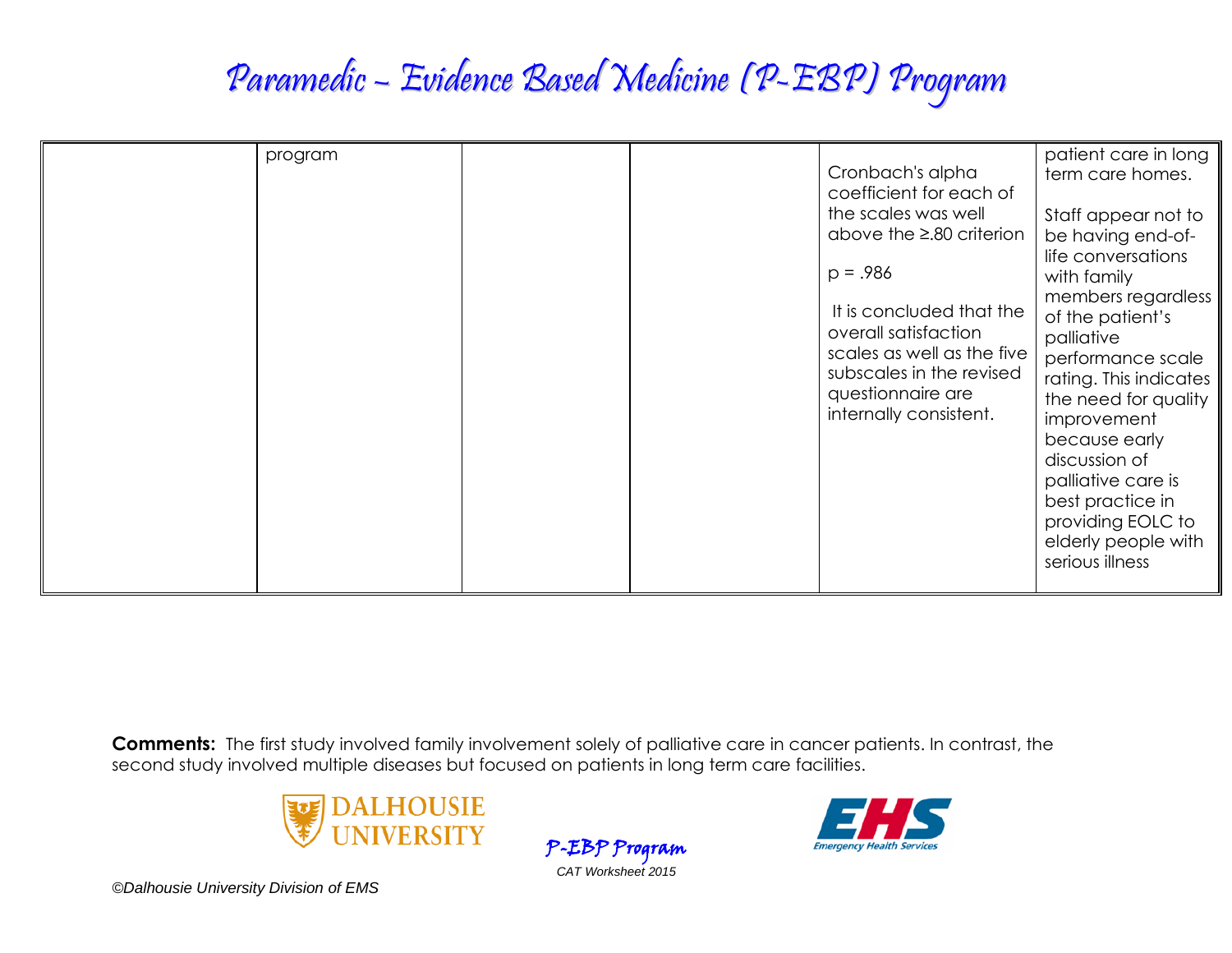| | | | | | |
|---|---|---|---|---|---|
| | program | | | Cronbach's alpha coefficient for each of the scales was well above the ≥.80 criterion<br><br>p = .986<br><br>It is concluded that the overall satisfaction scales as well as the five subscales in the revised questionnaire are internally consistent. | patient care in long term care homes.<br><br>Staff appear not to be having end-of-life conversations with family members regardless of the patient's palliative performance scale rating. This indicates the need for quality improvement because early discussion of palliative care is best practice in providing EOLC to elderly people with serious illness |

**Comments:** The first study involved family involvement solely of palliative care in cancer patients. In contrast, the second study involved multiple diseases but focused on patients in long term care facilities.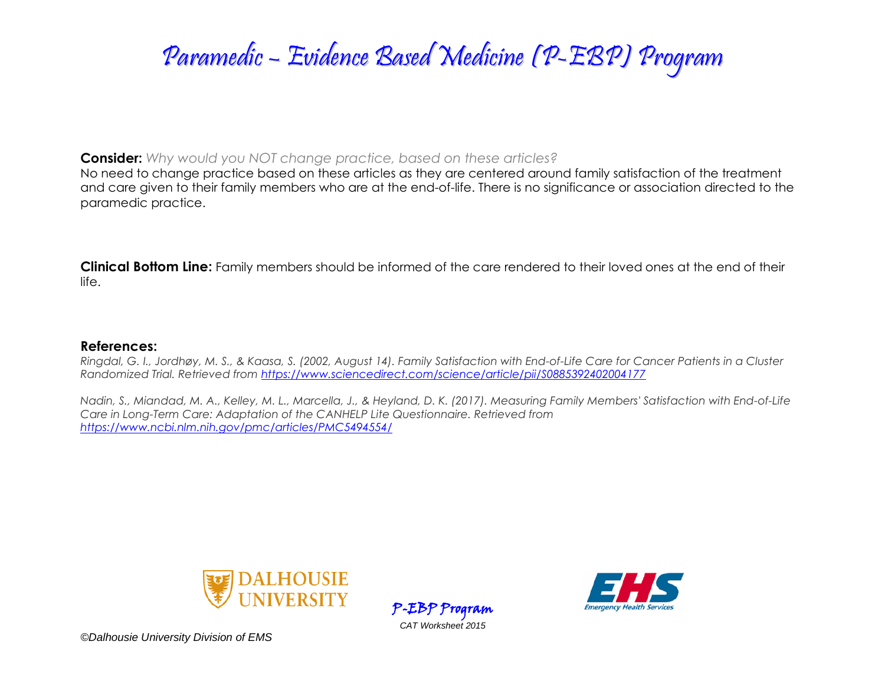**Consider:** *Why would you NOT change practice, based on these articles?*
No need to change practice based on these articles as they are centered around family satisfaction of the treatment and care given to their family members who are at the end-of-life. There is no significance or association directed to the paramedic practice.

**Clinical Bottom Line:** Family members should be informed of the care rendered to their loved ones at the end of their life.

**References:**

*Ringdal, G. I., Jordhøy, M. S., & Kaasa, S. (2002, August 14). Family Satisfaction with End-of-Life Care for Cancer Patients in a Cluster Randomized Trial. Retrieved from https://www.sciencedirect.com/science/article/pii/S0885392402004177*

*Nadin, S., Miandad, M. A., Kelley, M. L., Marcella, J., & Heyland, D. K. (2017). Measuring Family Members' Satisfaction with End-of-Life Care in Long-Term Care: Adaptation of the CANHELP Lite Questionnaire. Retrieved from https://www.ncbi.nlm.nih.gov/pmc/articles/PMC5494554/*